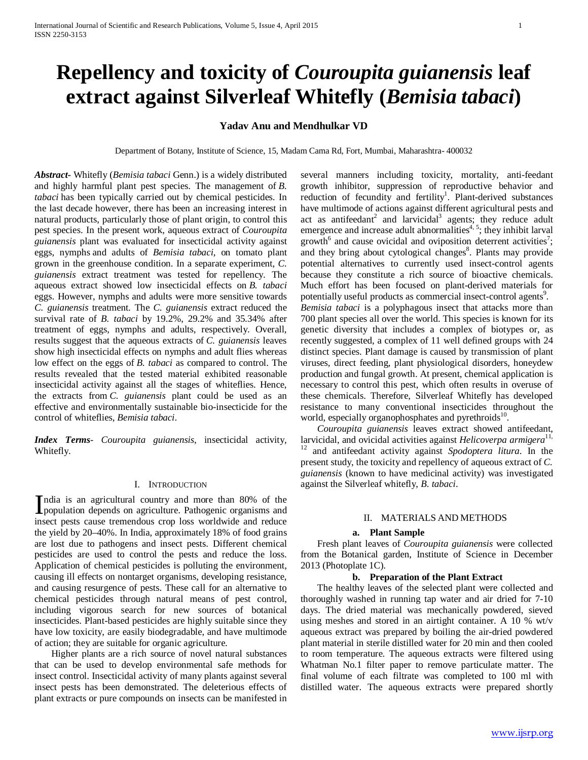# Repellency and toxicity of *Couroupita guianensis* leaf extract against Silverleaf Whitefly (*Bemisia tabaci*)

**Yadav Anu and Mendhulkar VD**

Department of Botany, Institute of Science, 15, Madam Cama Rd, Fort, Mumbai, Maharashtra- 400032

***Abstract-*** Whitefly (*Bemisia tabaci* Genn.) is a widely distributed and highly harmful plant pest species. The management of *B. tabaci* has been typically carried out by chemical pesticides. In the last decade however, there has been an increasing interest in natural products, particularly those of plant origin, to control this pest species. In the present work, aqueous extract of *Couroupita guianensis* plant was evaluated for insecticidal activity against eggs, nymphs and adults of *Bemisia tabaci*, on tomato plant grown in the greenhouse condition. In a separate experiment, *C. guianensis* extract treatment was tested for repellency. The aqueous extract showed low insecticidal effects on *B. tabaci* eggs. However, nymphs and adults were more sensitive towards *C. guianensis* treatment. The *C. guianensis* extract reduced the survival rate of *B. tabaci* by 19.2%, 29.2% and 35.34% after treatment of eggs, nymphs and adults, respectively. Overall, results suggest that the aqueous extracts of *C. guianensis* leaves show high insecticidal effects on nymphs and adult flies whereas low effect on the eggs of *B. tabaci* as compared to control. The results revealed that the tested material exhibited reasonable insecticidal activity against all the stages of whiteflies. Hence, the extracts from *C. guianensis* plant could be used as an effective and environmentally sustainable bio-insecticide for the control of whiteflies, *Bemisia tabaci*.

***Index Terms*-** *Couroupita guianensis*, insecticidal activity, Whitefly.

## I. Introduction

India is an agricultural country and more than 80% of the population depends on agriculture. Pathogenic organisms and insect pests cause tremendous crop loss worldwide and reduce the yield by 20–40%. In India, approximately 18% of food grains are lost due to pathogens and insect pests. Different chemical pesticides are used to control the pests and reduce the loss. Application of chemical pesticides is polluting the environment, causing ill effects on nontarget organisms, developing resistance, and causing resurgence of pests. These call for an alternative to chemical pesticides through natural means of pest control, including vigorous search for new sources of botanical insecticides. Plant-based pesticides are highly suitable since they have low toxicity, are easily biodegradable, and have multimode of action; they are suitable for organic agriculture.

Higher plants are a rich source of novel natural substances that can be used to develop environmental safe methods for insect control. Insecticidal activity of many plants against several insect pests has been demonstrated. The deleterious effects of plant extracts or pure compounds on insects can be manifested in several manners including toxicity, mortality, anti-feedant growth inhibitor, suppression of reproductive behavior and reduction of fecundity and fertility[1]. Plant-derived substances have multimode of actions against different agricultural pests and act as antifeedant[2] and larvicidal[3] agents; they reduce adult emergence and increase adult abnormalities[4, 5]; they inhibit larval growth[6] and cause ovicidal and oviposition deterrent activities[7]; and they bring about cytological changes[8]. Plants may provide potential alternatives to currently used insect-control agents because they constitute a rich source of bioactive chemicals. Much effort has been focused on plant-derived materials for potentially useful products as commercial insect-control agents[9]. *Bemisia tabaci* is a polyphagous insect that attacks more than 700 plant species all over the world. This species is known for its genetic diversity that includes a complex of biotypes or, as recently suggested, a complex of 11 well defined groups with 24 distinct species. Plant damage is caused by transmission of plant viruses, direct feeding, plant physiological disorders, honeydew production and fungal growth. At present, chemical application is necessary to control this pest, which often results in overuse of these chemicals. Therefore, Silverleaf Whitefly has developed resistance to many conventional insecticides throughout the world, especially organophosphates and pyrethroids[10].

*Couroupita guianensis* leaves extract showed antifeedant, larvicidal, and ovicidal activities against *Helicoverpa armigera*[11, 12] and antifeedant activity against *Spodoptera litura*. In the present study, the toxicity and repellency of aqueous extract of *C. guianensis* (known to have medicinal activity) was investigated against the Silverleaf whitefly, *B. tabaci*.

## II. Materials and Methods

### a. Plant Sample

Fresh plant leaves of *Couroupita guianensis* were collected from the Botanical garden, Institute of Science in December 2013 (Photoplate 1C).

### b. Preparation of the Plant Extract

The healthy leaves of the selected plant were collected and thoroughly washed in running tap water and air dried for 7-10 days. The dried material was mechanically powdered, sieved using meshes and stored in an airtight container. A 10 % wt/v aqueous extract was prepared by boiling the air-dried powdered plant material in sterile distilled water for 20 min and then cooled to room temperature. The aqueous extracts were filtered using Whatman No.1 filter paper to remove particulate matter. The final volume of each filtrate was completed to 100 ml with distilled water. The aqueous extracts were prepared shortly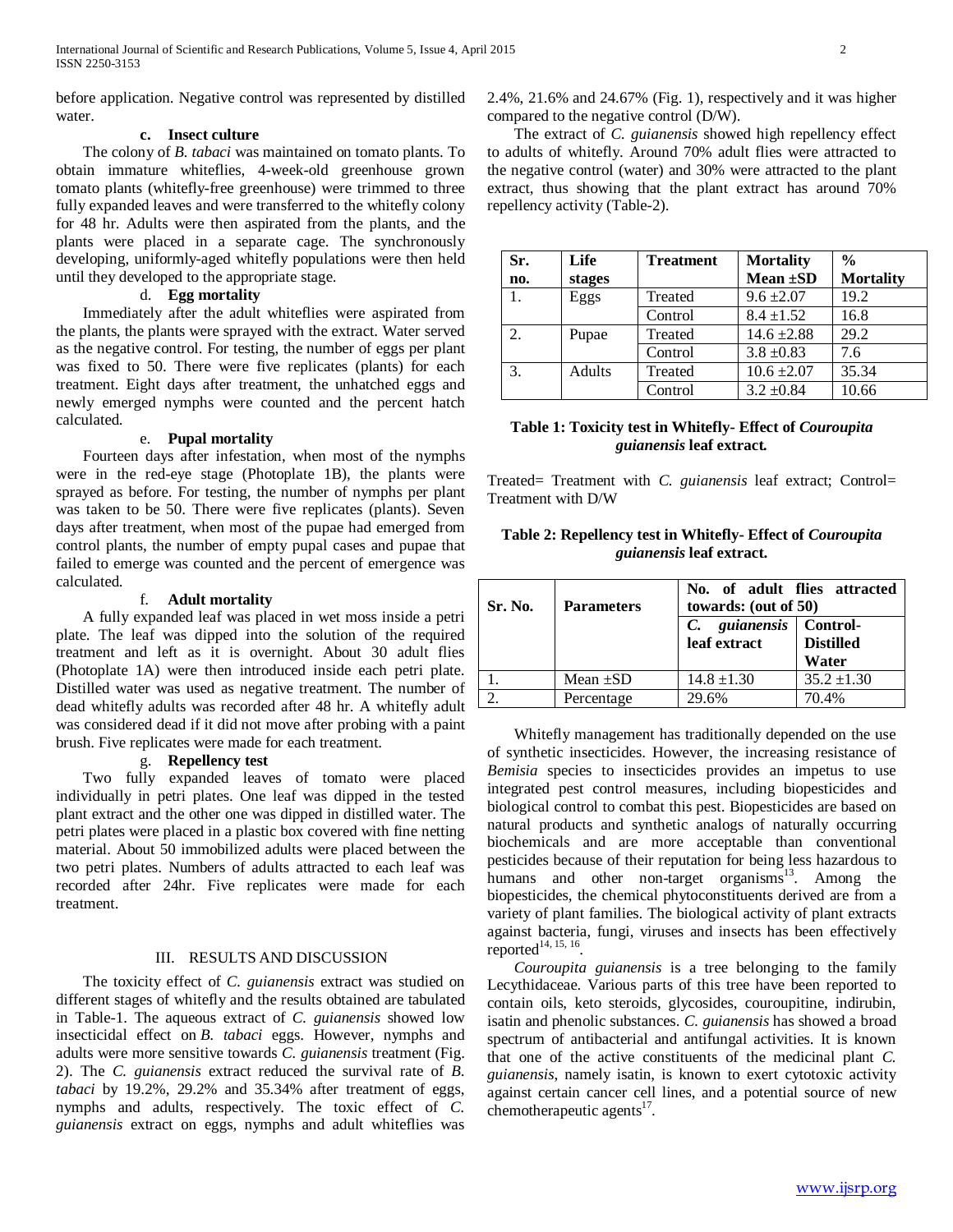before application. Negative control was represented by distilled water.

#### c. Insect culture

The colony of *B. tabaci* was maintained on tomato plants. To obtain immature whiteflies, 4-week-old greenhouse grown tomato plants (whitefly-free greenhouse) were trimmed to three fully expanded leaves and were transferred to the whitefly colony for 48 hr. Adults were then aspirated from the plants, and the plants were placed in a separate cage. The synchronously developing, uniformly-aged whitefly populations were then held until they developed to the appropriate stage.

#### d. Egg mortality

Immediately after the adult whiteflies were aspirated from the plants, the plants were sprayed with the extract. Water served as the negative control. For testing, the number of eggs per plant was fixed to 50. There were five replicates (plants) for each treatment. Eight days after treatment, the unhatched eggs and newly emerged nymphs were counted and the percent hatch calculated.

#### e. Pupal mortality

Fourteen days after infestation, when most of the nymphs were in the red-eye stage (Photoplate 1B), the plants were sprayed as before. For testing, the number of nymphs per plant was taken to be 50. There were five replicates (plants). Seven days after treatment, when most of the pupae had emerged from control plants, the number of empty pupal cases and pupae that failed to emerge was counted and the percent of emergence was calculated.

#### f. Adult mortality

A fully expanded leaf was placed in wet moss inside a petri plate. The leaf was dipped into the solution of the required treatment and left as it is overnight. About 30 adult flies (Photoplate 1A) were then introduced inside each petri plate. Distilled water was used as negative treatment. The number of dead whitefly adults was recorded after 48 hr. A whitefly adult was considered dead if it did not move after probing with a paint brush. Five replicates were made for each treatment.

#### g. Repellency test

Two fully expanded leaves of tomato were placed individually in petri plates. One leaf was dipped in the tested plant extract and the other one was dipped in distilled water. The petri plates were placed in a plastic box covered with fine netting material. About 50 immobilized adults were placed between the two petri plates. Numbers of adults attracted to each leaf was recorded after 24hr. Five replicates were made for each treatment.

## III. RESULTS AND DISCUSSION

The toxicity effect of *C. guianensis* extract was studied on different stages of whitefly and the results obtained are tabulated in Table-1. The aqueous extract of *C. guianensis* showed low insecticidal effect on *B. tabaci* eggs. However, nymphs and adults were more sensitive towards *C. guianensis* treatment (Fig. 2). The *C. guianensis* extract reduced the survival rate of *B. tabaci* by 19.2%, 29.2% and 35.34% after treatment of eggs, nymphs and adults, respectively. The toxic effect of *C. guianensis* extract on eggs, nymphs and adult whiteflies was 2.4%, 21.6% and 24.67% (Fig. 1), respectively and it was higher compared to the negative control (D/W).

The extract of *C. guianensis* showed high repellency effect to adults of whitefly. Around 70% adult flies were attracted to the negative control (water) and 30% were attracted to the plant extract, thus showing that the plant extract has around 70% repellency activity (Table-2).

| Sr. no. | Life stages | Treatment | Mortality Mean ±SD | % Mortality |
|---|---|---|---|---|
| 1. | Eggs | Treated | 9.6 ±2.07 | 19.2 |
| | | Control | 8.4 ±1.52 | 16.8 |
| 2. | Pupae | Treated | 14.6 ±2.88 | 29.2 |
| | | Control | 3.8 ±0.83 | 7.6 |
| 3. | Adults | Treated | 10.6 ±2.07 | 35.34 |
| | | Control | 3.2 ±0.84 | 10.66 |

**Table 1: Toxicity test in Whitefly- Effect of *Couroupita guianensis* leaf extract.**

Treated= Treatment with *C. guianensis* leaf extract; Control= Treatment with D/W

**Table 2: Repellency test in Whitefly- Effect of *Couroupita guianensis* leaf extract.**

| Sr. No. | Parameters | No. of adult flies attracted towards: (out of 50) | |
|---|---|---|---|
| | | *C. guianensis* leaf extract | Control- Distilled Water |
| 1. | Mean ±SD | 14.8 ±1.30 | 35.2 ±1.30 |
| 2. | Percentage | 29.6% | 70.4% |

Whitefly management has traditionally depended on the use of synthetic insecticides. However, the increasing resistance of *Bemisia* species to insecticides provides an impetus to use integrated pest control measures, including biopesticides and biological control to combat this pest. Biopesticides are based on natural products and synthetic analogs of naturally occurring biochemicals and are more acceptable than conventional pesticides because of their reputation for being less hazardous to humans and other non-target organisms[13]. Among the biopesticides, the chemical phytoconstituents derived are from a variety of plant families. The biological activity of plant extracts against bacteria, fungi, viruses and insects has been effectively reported[14, 15, 16].

*Couroupita guianensis* is a tree belonging to the family Lecythidaceae. Various parts of this tree have been reported to contain oils, keto steroids, glycosides, couroupitine, indirubin, isatin and phenolic substances. *C. guianensis* has showed a broad spectrum of antibacterial and antifungal activities. It is known that one of the active constituents of the medicinal plant *C. guianensis*, namely isatin, is known to exert cytotoxic activity against certain cancer cell lines, and a potential source of new chemotherapeutic agents[17].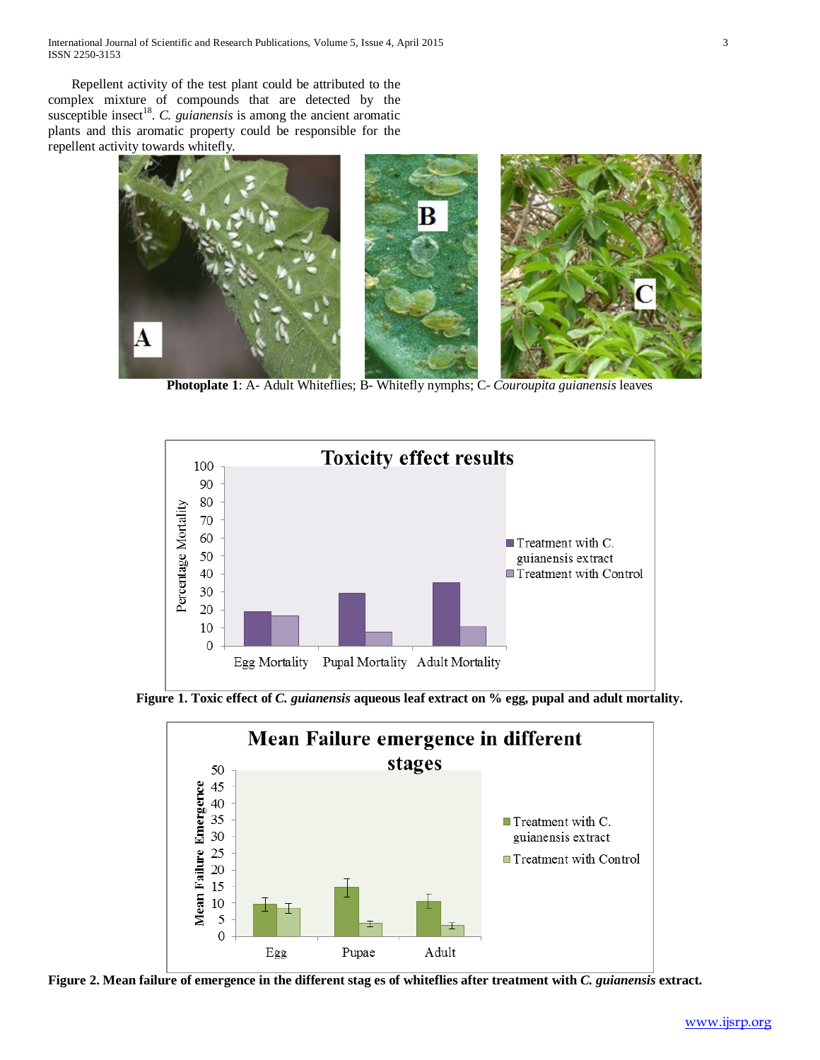Repellent activity of the test plant could be attributed to the complex mixture of compounds that are detected by the susceptible insect[18]. *C. guianensis* is among the ancient aromatic plants and this aromatic property could be responsible for the repellent activity towards whitefly.

**Photoplate 1**: A- Adult Whiteflies; B- Whitefly nymphs; C- *Couroupita guianensis* leaves

**Figure 1. Toxic effect of *C. guianensis* aqueous leaf extract on % egg, pupal and adult mortality.**

**Figure 2. Mean failure of emergence in the different stag es of whiteflies after treatment with *C. guianensis* extract.**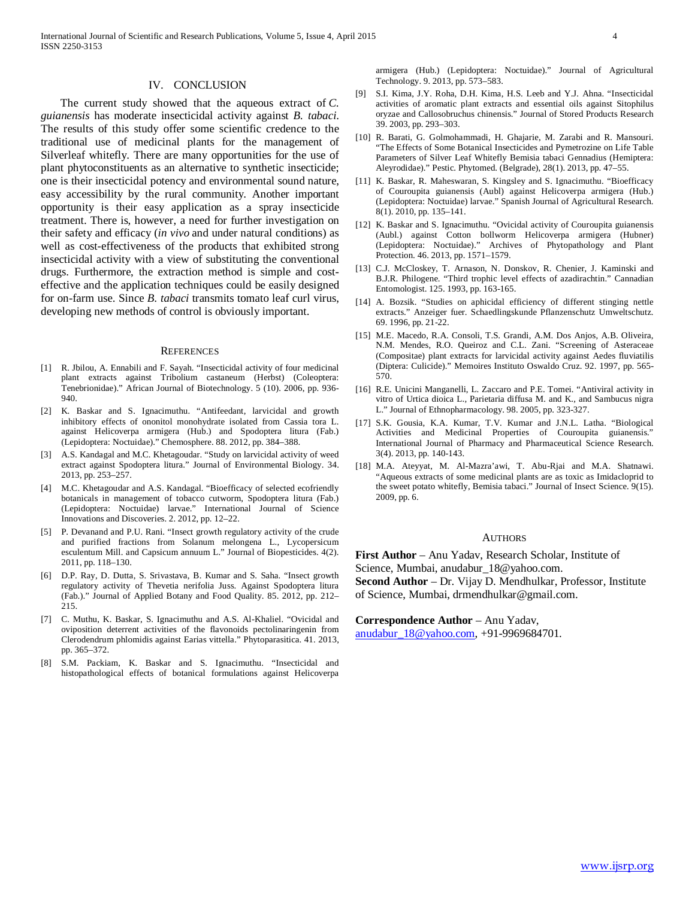## IV. CONCLUSION

The current study showed that the aqueous extract of *C. guianensis* has moderate insecticidal activity against *B. tabaci*. The results of this study offer some scientific credence to the traditional use of medicinal plants for the management of Silverleaf whitefly. There are many opportunities for the use of plant phytoconstituents as an alternative to synthetic insecticide; one is their insecticidal potency and environmental sound nature, easy accessibility by the rural community. Another important opportunity is their easy application as a spray insecticide treatment. There is, however, a need for further investigation on their safety and efficacy (*in vivo* and under natural conditions) as well as cost-effectiveness of the products that exhibited strong insecticidal activity with a view of substituting the conventional drugs. Furthermore, the extraction method is simple and cost-effective and the application techniques could be easily designed for on-farm use. Since *B. tabaci* transmits tomato leaf curl virus, developing new methods of control is obviously important.

## REFERENCES

[1] R. Jbilou, A. Ennabili and F. Sayah. "Insecticidal activity of four medicinal plant extracts against Tribolium castaneum (Herbst) (Coleoptera: Tenebrionidae)." African Journal of Biotechnology. 5 (10). 2006, pp. 936-940.

[2] K. Baskar and S. Ignacimuthu. "Antifeedant, larvicidal and growth inhibitory effects of ononitol monohydrate isolated from Cassia tora L. against Helicoverpa armigera (Hub.) and Spodoptera litura (Fab.) (Lepidoptera: Noctuidae)." Chemosphere. 88. 2012, pp. 384–388.

[3] A.S. Kandagal and M.C. Khetagoudar. "Study on larvicidal activity of weed extract against Spodoptera litura." Journal of Environmental Biology. 34. 2013, pp. 253–257.

[4] M.C. Khetagoudar and A.S. Kandagal. "Bioefficacy of selected ecofriendly botanicals in management of tobacco cutworm, Spodoptera litura (Fab.) (Lepidoptera: Noctuidae) larvae." International Journal of Science Innovations and Discoveries. 2. 2012, pp. 12–22.

[5] P. Devanand and P.U. Rani. "Insect growth regulatory activity of the crude and purified fractions from Solanum melongena L., Lycopersicum esculentum Mill. and Capsicum annuum L." Journal of Biopesticides. 4(2). 2011, pp. 118–130.

[6] D.P. Ray, D. Dutta, S. Srivastava, B. Kumar and S. Saha. "Insect growth regulatory activity of Thevetia nerifolia Juss. Against Spodoptera litura (Fab.)." Journal of Applied Botany and Food Quality. 85. 2012, pp. 212–215.

[7] C. Muthu, K. Baskar, S. Ignacimuthu and A.S. Al-Khaliel. "Ovicidal and oviposition deterrent activities of the flavonoids pectolinaringenin from Clerodendrum phlomidis against Earias vittella." Phytoparasitica. 41. 2013, pp. 365–372.

[8] S.M. Packiam, K. Baskar and S. Ignacimuthu. "Insecticidal and histopathological effects of botanical formulations against Helicoverpa armigera (Hub.) (Lepidoptera: Noctuidae)." Journal of Agricultural Technology. 9. 2013, pp. 573–583.

[9] S.I. Kima, J.Y. Roha, D.H. Kima, H.S. Leeb and Y.J. Ahna. "Insecticidal activities of aromatic plant extracts and essential oils against Sitophilus oryzae and Callosobruchus chinensis." Journal of Stored Products Research 39. 2003, pp. 293–303.

[10] R. Barati, G. Golmohammadi, H. Ghajarie, M. Zarabi and R. Mansouri. "The Effects of Some Botanical Insecticides and Pymetrozine on Life Table Parameters of Silver Leaf Whitefly Bemisia tabaci Gennadius (Hemiptera: Aleyrodidae)." Pestic. Phytomed. (Belgrade), 28(1). 2013, pp. 47–55.

[11] K. Baskar, R. Maheswaran, S. Kingsley and S. Ignacimuthu. "Bioefficacy of Couroupita guianensis (Aubl) against Helicoverpa armigera (Hub.) (Lepidoptera: Noctuidae) larvae." Spanish Journal of Agricultural Research. 8(1). 2010, pp. 135–141.

[12] K. Baskar and S. Ignacimuthu. "Ovicidal activity of Couroupita guianensis (Aubl.) against Cotton bollworm Helicoverpa armigera (Hubner) (Lepidoptera: Noctuidae)." Archives of Phytopathology and Plant Protection. 46. 2013, pp. 1571–1579.

[13] C.J. McCloskey, T. Arnason, N. Donskov, R. Chenier, J. Kaminski and B.J.R. Philogene. "Third trophic level effects of azadirachtin." Cannadian Entomologist. 125. 1993, pp. 163-165.

[14] A. Bozsik. "Studies on aphicidal efficiency of different stinging nettle extracts." Anzeiger fuer. Schaedlingskunde Pflanzenschutz Umweltschutz. 69. 1996, pp. 21-22.

[15] M.E. Macedo, R.A. Consoli, T.S. Grandi, A.M. Dos Anjos, A.B. Oliveira, N.M. Mendes, R.O. Queiroz and C.L. Zani. "Screening of Asteraceae (Compositae) plant extracts for larvicidal activity against Aedes fluviatilis (Diptera: Culicide)." Memoires Instituto Oswaldo Cruz. 92. 1997, pp. 565-570.

[16] R.E. Unicini Manganelli, L. Zaccaro and P.E. Tomei. "Antiviral activity in vitro of Urtica dioica L., Parietaria diffusa M. and K., and Sambucus nigra L." Journal of Ethnopharmacology. 98. 2005, pp. 323-327.

[17] S.K. Gousia, K.A. Kumar, T.V. Kumar and J.N.L. Latha. "Biological Activities and Medicinal Properties of Couroupita guianensis." International Journal of Pharmacy and Pharmaceutical Science Research. 3(4). 2013, pp. 140-143.

[18] M.A. Ateyyat, M. Al-Mazra'awi, T. Abu-Rjai and M.A. Shatnawi. "Aqueous extracts of some medicinal plants are as toxic as Imidacloprid to the sweet potato whitefly, Bemisia tabaci." Journal of Insect Science. 9(15). 2009, pp. 6.

## AUTHORS

**First Author** – Anu Yadav, Research Scholar, Institute of Science, Mumbai, anudabur_18@yahoo.com.
**Second Author** – Dr. Vijay D. Mendhulkar, Professor, Institute of Science, Mumbai, drmendhulkar@gmail.com.

**Correspondence Author** – Anu Yadav, anudabur_18@yahoo.com, +91-9969684701.